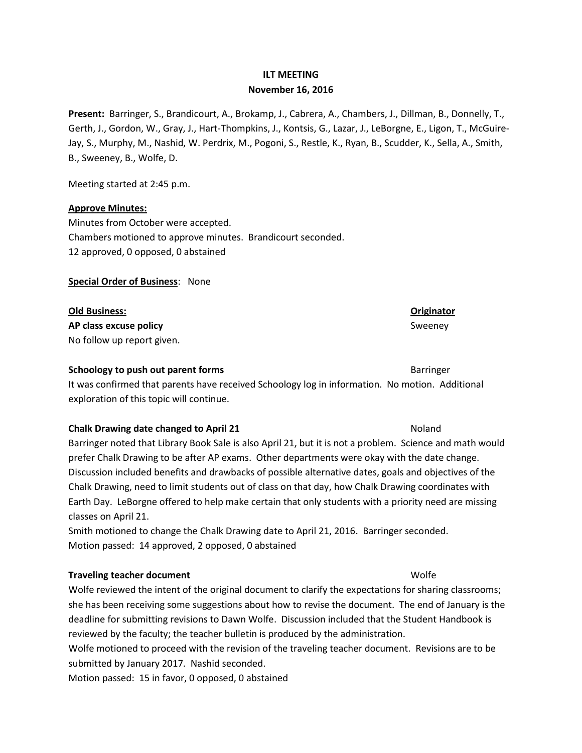**ILT MEETING**
**November 16, 2016**

**Present:** Barringer, S., Brandicourt, A., Brokamp, J., Cabrera, A., Chambers, J., Dillman, B., Donnelly, T., Gerth, J., Gordon, W., Gray, J., Hart-Thompkins, J., Kontsis, G., Lazar, J., LeBorgne, E., Ligon, T., McGuire-Jay, S., Murphy, M., Nashid, W. Perdrix, M., Pogoni, S., Restle, K., Ryan, B., Scudder, K., Sella, A., Smith, B., Sweeney, B., Wolfe, D.

Meeting started at 2:45 p.m.

**Approve Minutes:**
Minutes from October were accepted.
Chambers motioned to approve minutes. Brandicourt seconded.
12 approved, 0 opposed, 0 abstained

**Special Order of Business**: None

**Old Business:** — **Originator**

**AP class excuse policy** — Sweeney
No follow up report given.

**Schoology to push out parent forms** — Barringer
It was confirmed that parents have received Schoology log in information. No motion. Additional exploration of this topic will continue.

**Chalk Drawing date changed to April 21** — Noland
Barringer noted that Library Book Sale is also April 21, but it is not a problem. Science and math would prefer Chalk Drawing to be after AP exams. Other departments were okay with the date change. Discussion included benefits and drawbacks of possible alternative dates, goals and objectives of the Chalk Drawing, need to limit students out of class on that day, how Chalk Drawing coordinates with Earth Day. LeBorgne offered to help make certain that only students with a priority need are missing classes on April 21.
Smith motioned to change the Chalk Drawing date to April 21, 2016. Barringer seconded.
Motion passed: 14 approved, 2 opposed, 0 abstained

**Traveling teacher document** — Wolfe
Wolfe reviewed the intent of the original document to clarify the expectations for sharing classrooms; she has been receiving some suggestions about how to revise the document. The end of January is the deadline for submitting revisions to Dawn Wolfe. Discussion included that the Student Handbook is reviewed by the faculty; the teacher bulletin is produced by the administration.
Wolfe motioned to proceed with the revision of the traveling teacher document. Revisions are to be submitted by January 2017. Nashid seconded.
Motion passed: 15 in favor, 0 opposed, 0 abstained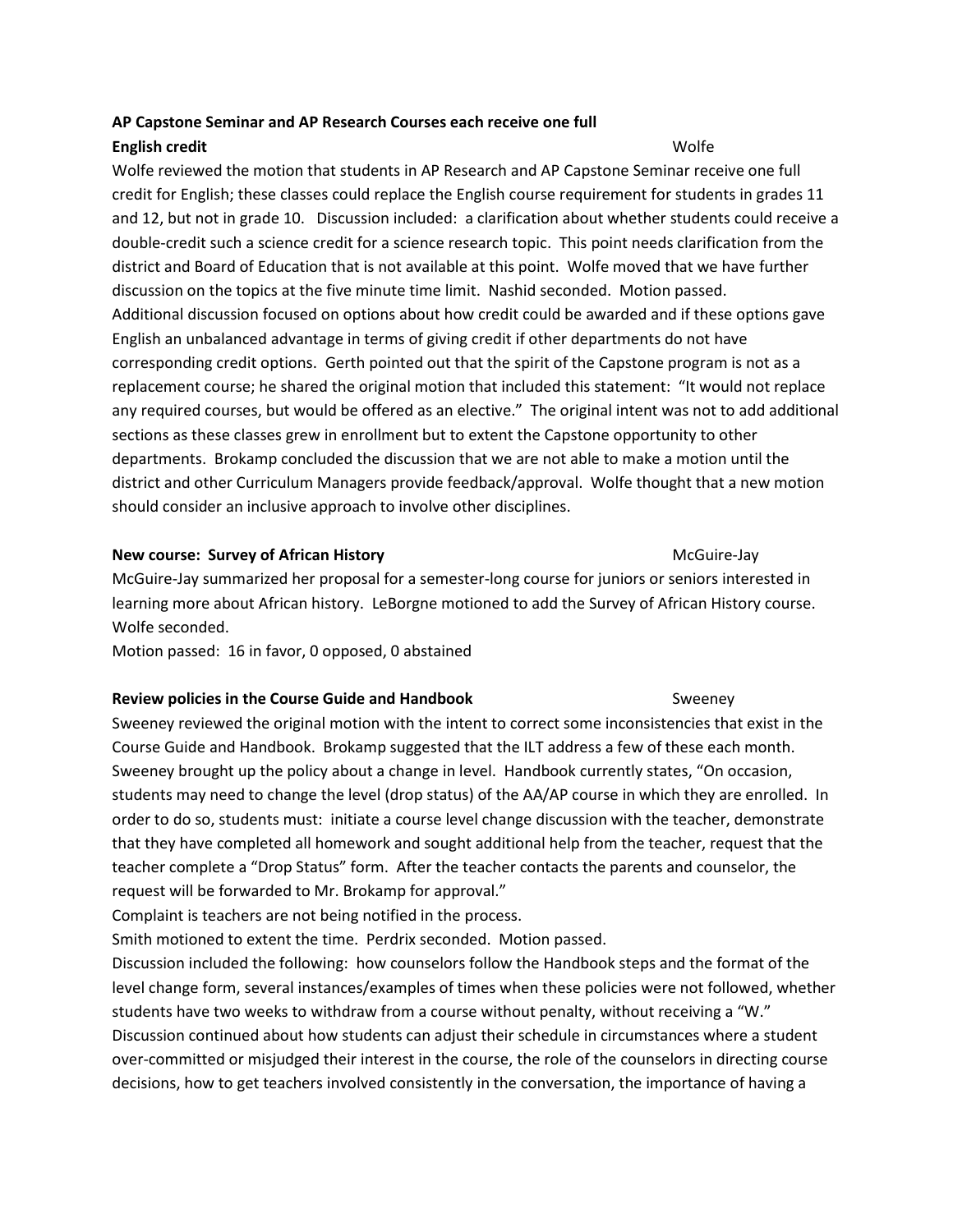**AP Capstone Seminar and AP Research Courses each receive one full English credit** Wolfe

Wolfe reviewed the motion that students in AP Research and AP Capstone Seminar receive one full credit for English; these classes could replace the English course requirement for students in grades 11 and 12, but not in grade 10. Discussion included: a clarification about whether students could receive a double-credit such a science credit for a science research topic. This point needs clarification from the district and Board of Education that is not available at this point. Wolfe moved that we have further discussion on the topics at the five minute time limit. Nashid seconded. Motion passed.
Additional discussion focused on options about how credit could be awarded and if these options gave English an unbalanced advantage in terms of giving credit if other departments do not have corresponding credit options. Gerth pointed out that the spirit of the Capstone program is not as a replacement course; he shared the original motion that included this statement: "It would not replace any required courses, but would be offered as an elective." The original intent was not to add additional sections as these classes grew in enrollment but to extent the Capstone opportunity to other departments. Brokamp concluded the discussion that we are not able to make a motion until the district and other Curriculum Managers provide feedback/approval. Wolfe thought that a new motion should consider an inclusive approach to involve other disciplines.

**New course: Survey of African History** McGuire-Jay

McGuire-Jay summarized her proposal for a semester-long course for juniors or seniors interested in learning more about African history. LeBorgne motioned to add the Survey of African History course. Wolfe seconded.
Motion passed: 16 in favor, 0 opposed, 0 abstained

**Review policies in the Course Guide and Handbook** Sweeney

Sweeney reviewed the original motion with the intent to correct some inconsistencies that exist in the Course Guide and Handbook. Brokamp suggested that the ILT address a few of these each month. Sweeney brought up the policy about a change in level. Handbook currently states, "On occasion, students may need to change the level (drop status) of the AA/AP course in which they are enrolled. In order to do so, students must: initiate a course level change discussion with the teacher, demonstrate that they have completed all homework and sought additional help from the teacher, request that the teacher complete a "Drop Status" form. After the teacher contacts the parents and counselor, the request will be forwarded to Mr. Brokamp for approval."
Complaint is teachers are not being notified in the process.
Smith motioned to extent the time. Perdrix seconded. Motion passed.
Discussion included the following: how counselors follow the Handbook steps and the format of the level change form, several instances/examples of times when these policies were not followed, whether students have two weeks to withdraw from a course without penalty, without receiving a "W."
Discussion continued about how students can adjust their schedule in circumstances where a student over-committed or misjudged their interest in the course, the role of the counselors in directing course decisions, how to get teachers involved consistently in the conversation, the importance of having a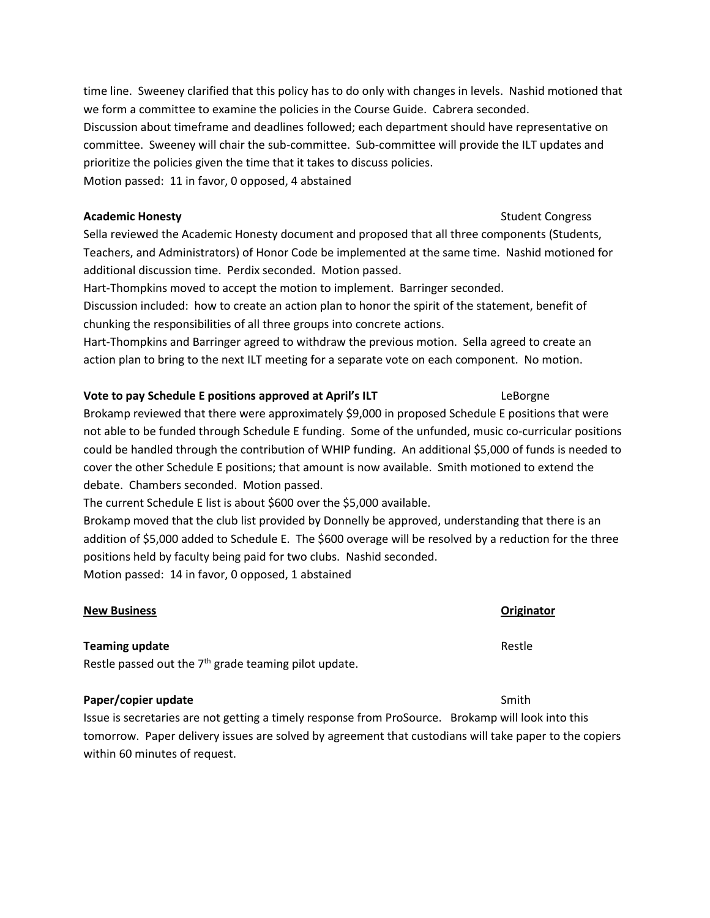time line. Sweeney clarified that this policy has to do only with changes in levels. Nashid motioned that we form a committee to examine the policies in the Course Guide. Cabrera seconded.
Discussion about timeframe and deadlines followed; each department should have representative on committee. Sweeney will chair the sub-committee. Sub-committee will provide the ILT updates and prioritize the policies given the time that it takes to discuss policies.
Motion passed: 11 in favor, 0 opposed, 4 abstained

**Academic Honesty** Student Congress

Sella reviewed the Academic Honesty document and proposed that all three components (Students, Teachers, and Administrators) of Honor Code be implemented at the same time. Nashid motioned for additional discussion time. Perdix seconded. Motion passed.
Hart-Thompkins moved to accept the motion to implement. Barringer seconded.
Discussion included: how to create an action plan to honor the spirit of the statement, benefit of chunking the responsibilities of all three groups into concrete actions.
Hart-Thompkins and Barringer agreed to withdraw the previous motion. Sella agreed to create an action plan to bring to the next ILT meeting for a separate vote on each component. No motion.

**Vote to pay Schedule E positions approved at April's ILT** LeBorgne

Brokamp reviewed that there were approximately $9,000 in proposed Schedule E positions that were not able to be funded through Schedule E funding. Some of the unfunded, music co-curricular positions could be handled through the contribution of WHIP funding. An additional $5,000 of funds is needed to cover the other Schedule E positions; that amount is now available. Smith motioned to extend the debate. Chambers seconded. Motion passed.
The current Schedule E list is about $600 over the $5,000 available.
Brokamp moved that the club list provided by Donnelly be approved, understanding that there is an addition of $5,000 added to Schedule E. The $600 overage will be resolved by a reduction for the three positions held by faculty being paid for two clubs. Nashid seconded.
Motion passed: 14 in favor, 0 opposed, 1 abstained

**New Business** **Originator**

**Teaming update** Restle

Restle passed out the 7th grade teaming pilot update.

**Paper/copier update** Smith

Issue is secretaries are not getting a timely response from ProSource. Brokamp will look into this tomorrow. Paper delivery issues are solved by agreement that custodians will take paper to the copiers within 60 minutes of request.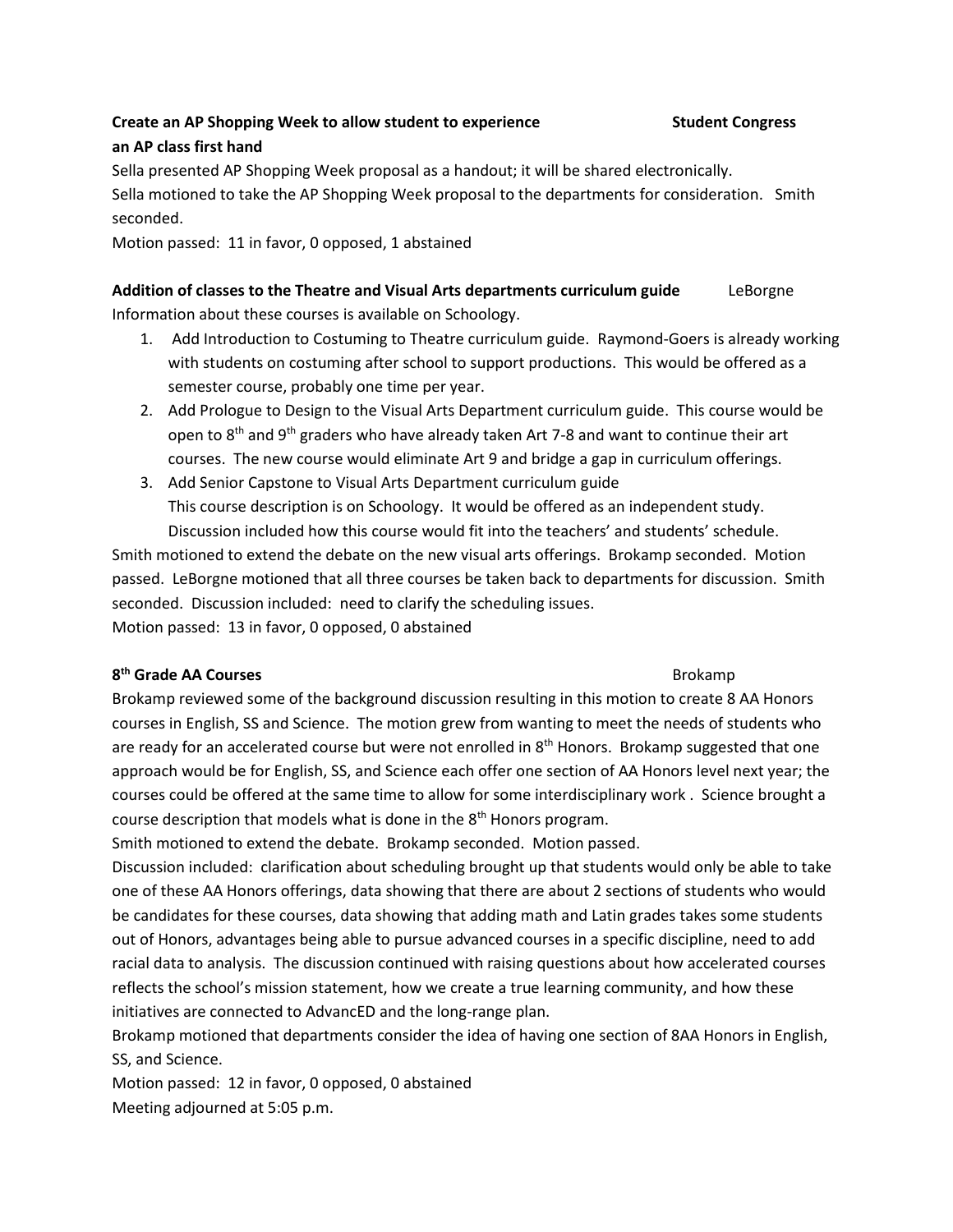**Create an AP Shopping Week to allow student to experience an AP class first hand** — **Student Congress**

Sella presented AP Shopping Week proposal as a handout; it will be shared electronically.
Sella motioned to take the AP Shopping Week proposal to the departments for consideration. Smith seconded.
Motion passed: 11 in favor, 0 opposed, 1 abstained

**Addition of classes to the Theatre and Visual Arts departments curriculum guide** — LeBorgne

Information about these courses is available on Schoology.

1. Add Introduction to Costuming to Theatre curriculum guide. Raymond-Goers is already working with students on costuming after school to support productions. This would be offered as a semester course, probably one time per year.
2. Add Prologue to Design to the Visual Arts Department curriculum guide. This course would be open to 8th and 9th graders who have already taken Art 7-8 and want to continue their art courses. The new course would eliminate Art 9 and bridge a gap in curriculum offerings.
3. Add Senior Capstone to Visual Arts Department curriculum guide
   This course description is on Schoology. It would be offered as an independent study.
   Discussion included how this course would fit into the teachers' and students' schedule.

Smith motioned to extend the debate on the new visual arts offerings. Brokamp seconded. Motion passed. LeBorgne motioned that all three courses be taken back to departments for discussion. Smith seconded. Discussion included: need to clarify the scheduling issues.
Motion passed: 13 in favor, 0 opposed, 0 abstained

**8th Grade AA Courses** — Brokamp

Brokamp reviewed some of the background discussion resulting in this motion to create 8 AA Honors courses in English, SS and Science. The motion grew from wanting to meet the needs of students who are ready for an accelerated course but were not enrolled in 8th Honors. Brokamp suggested that one approach would be for English, SS, and Science each offer one section of AA Honors level next year; the courses could be offered at the same time to allow for some interdisciplinary work . Science brought a course description that models what is done in the 8th Honors program.
Smith motioned to extend the debate. Brokamp seconded. Motion passed.
Discussion included: clarification about scheduling brought up that students would only be able to take one of these AA Honors offerings, data showing that there are about 2 sections of students who would be candidates for these courses, data showing that adding math and Latin grades takes some students out of Honors, advantages being able to pursue advanced courses in a specific discipline, need to add racial data to analysis. The discussion continued with raising questions about how accelerated courses reflects the school's mission statement, how we create a true learning community, and how these initiatives are connected to AdvancED and the long-range plan.
Brokamp motioned that departments consider the idea of having one section of 8AA Honors in English, SS, and Science.
Motion passed: 12 in favor, 0 opposed, 0 abstained
Meeting adjourned at 5:05 p.m.